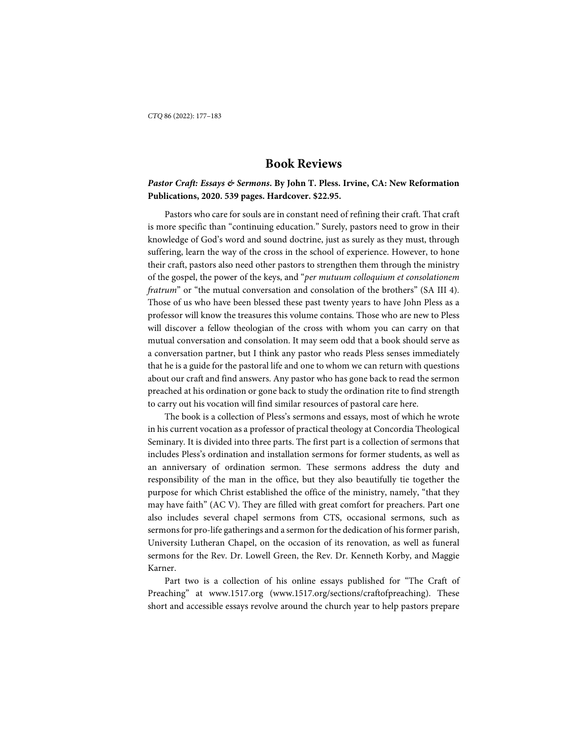# Book Reviews

***Pastor Craft: Essays & Sermons*. By John T. Pless. Irvine, CA: New Reformation Publications, 2020. 539 pages. Hardcover. $22.95.**

Pastors who care for souls are in constant need of refining their craft. That craft is more specific than "continuing education." Surely, pastors need to grow in their knowledge of God's word and sound doctrine, just as surely as they must, through suffering, learn the way of the cross in the school of experience. However, to hone their craft, pastors also need other pastors to strengthen them through the ministry of the gospel, the power of the keys, and "*per mutuum colloquium et consolationem fratrum*" or "the mutual conversation and consolation of the brothers" (SA III 4). Those of us who have been blessed these past twenty years to have John Pless as a professor will know the treasures this volume contains. Those who are new to Pless will discover a fellow theologian of the cross with whom you can carry on that mutual conversation and consolation. It may seem odd that a book should serve as a conversation partner, but I think any pastor who reads Pless senses immediately that he is a guide for the pastoral life and one to whom we can return with questions about our craft and find answers. Any pastor who has gone back to read the sermon preached at his ordination or gone back to study the ordination rite to find strength to carry out his vocation will find similar resources of pastoral care here.

The book is a collection of Pless's sermons and essays, most of which he wrote in his current vocation as a professor of practical theology at Concordia Theological Seminary. It is divided into three parts. The first part is a collection of sermons that includes Pless's ordination and installation sermons for former students, as well as an anniversary of ordination sermon. These sermons address the duty and responsibility of the man in the office, but they also beautifully tie together the purpose for which Christ established the office of the ministry, namely, "that they may have faith" (AC V). They are filled with great comfort for preachers. Part one also includes several chapel sermons from CTS, occasional sermons, such as sermons for pro-life gatherings and a sermon for the dedication of his former parish, University Lutheran Chapel, on the occasion of its renovation, as well as funeral sermons for the Rev. Dr. Lowell Green, the Rev. Dr. Kenneth Korby, and Maggie Karner.

Part two is a collection of his online essays published for "The Craft of Preaching" at www.1517.org (www.1517.org/sections/craftofpreaching). These short and accessible essays revolve around the church year to help pastors prepare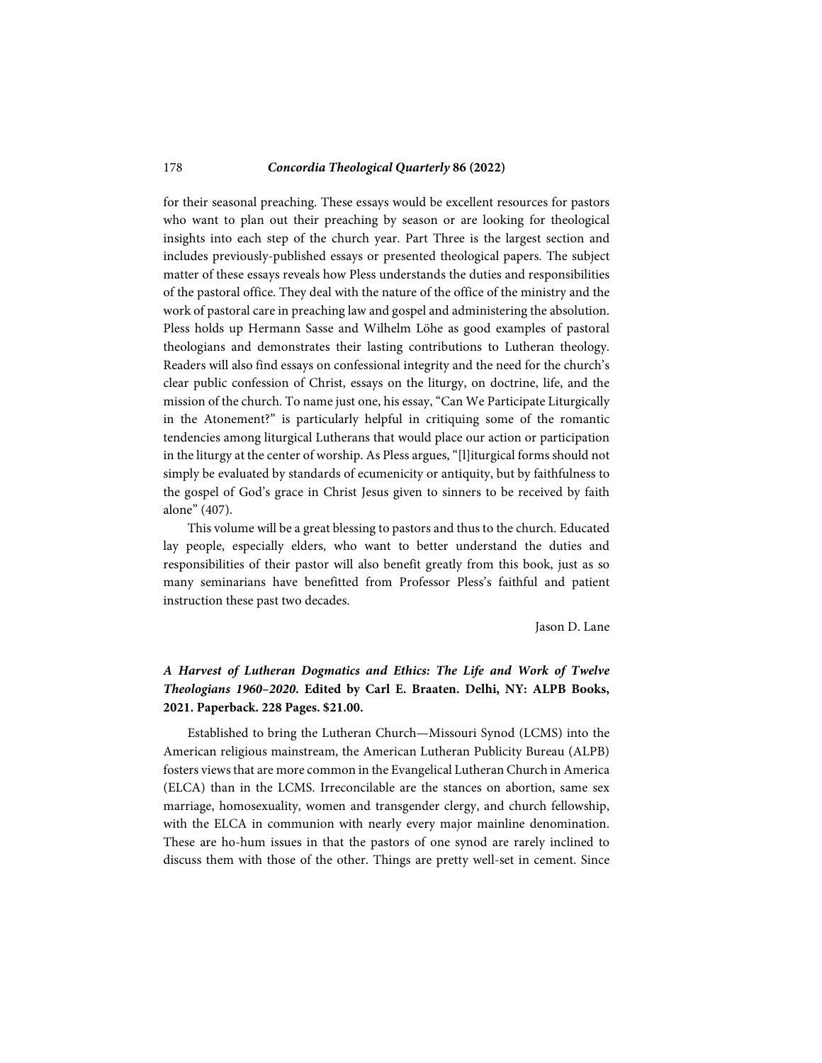for their seasonal preaching. These essays would be excellent resources for pastors who want to plan out their preaching by season or are looking for theological insights into each step of the church year. Part Three is the largest section and includes previously-published essays or presented theological papers. The subject matter of these essays reveals how Pless understands the duties and responsibilities of the pastoral office. They deal with the nature of the office of the ministry and the work of pastoral care in preaching law and gospel and administering the absolution. Pless holds up Hermann Sasse and Wilhelm Löhe as good examples of pastoral theologians and demonstrates their lasting contributions to Lutheran theology. Readers will also find essays on confessional integrity and the need for the church's clear public confession of Christ, essays on the liturgy, on doctrine, life, and the mission of the church. To name just one, his essay, "Can We Participate Liturgically in the Atonement?" is particularly helpful in critiquing some of the romantic tendencies among liturgical Lutherans that would place our action or participation in the liturgy at the center of worship. As Pless argues, "[l]iturgical forms should not simply be evaluated by standards of ecumenicity or antiquity, but by faithfulness to the gospel of God's grace in Christ Jesus given to sinners to be received by faith alone" (407).

This volume will be a great blessing to pastors and thus to the church. Educated lay people, especially elders, who want to better understand the duties and responsibilities of their pastor will also benefit greatly from this book, just as so many seminarians have benefitted from Professor Pless's faithful and patient instruction these past two decades.

Jason D. Lane

***A Harvest of Lutheran Dogmatics and Ethics: The Life and Work of Twelve Theologians 1960–2020*. Edited by Carl E. Braaten. Delhi, NY: ALPB Books, 2021. Paperback. 228 Pages. $21.00.**

Established to bring the Lutheran Church—Missouri Synod (LCMS) into the American religious mainstream, the American Lutheran Publicity Bureau (ALPB) fosters views that are more common in the Evangelical Lutheran Church in America (ELCA) than in the LCMS. Irreconcilable are the stances on abortion, same sex marriage, homosexuality, women and transgender clergy, and church fellowship, with the ELCA in communion with nearly every major mainline denomination. These are ho-hum issues in that the pastors of one synod are rarely inclined to discuss them with those of the other. Things are pretty well-set in cement. Since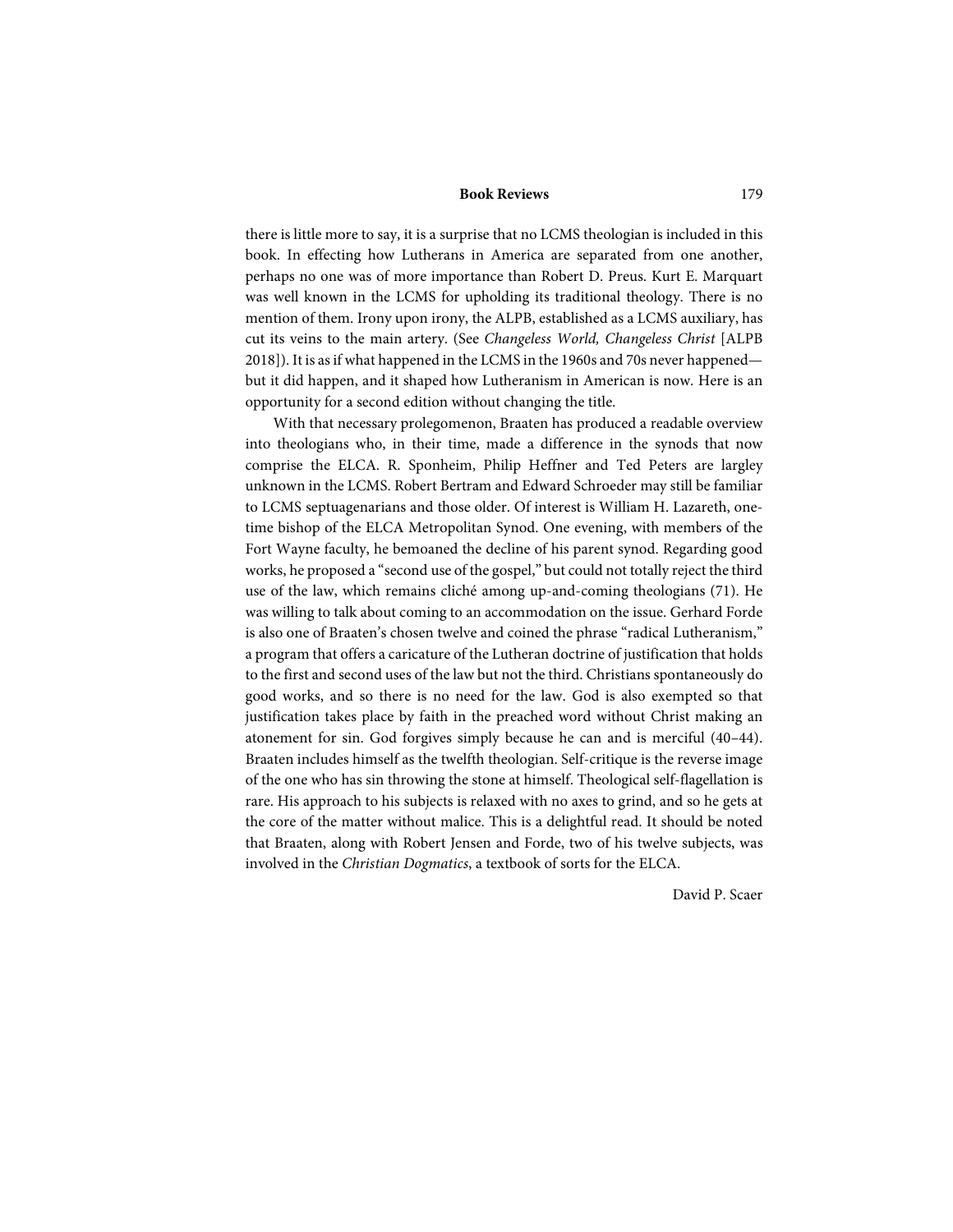there is little more to say, it is a surprise that no LCMS theologian is included in this book. In effecting how Lutherans in America are separated from one another, perhaps no one was of more importance than Robert D. Preus. Kurt E. Marquart was well known in the LCMS for upholding its traditional theology. There is no mention of them. Irony upon irony, the ALPB, established as a LCMS auxiliary, has cut its veins to the main artery. (See *Changeless World, Changeless Christ* [ALPB 2018]). It is as if what happened in the LCMS in the 1960s and 70s never happened—but it did happen, and it shaped how Lutheranism in American is now. Here is an opportunity for a second edition without changing the title.

With that necessary prolegomenon, Braaten has produced a readable overview into theologians who, in their time, made a difference in the synods that now comprise the ELCA. R. Sponheim, Philip Heffner and Ted Peters are largley unknown in the LCMS. Robert Bertram and Edward Schroeder may still be familiar to LCMS septuagenarians and those older. Of interest is William H. Lazareth, one-time bishop of the ELCA Metropolitan Synod. One evening, with members of the Fort Wayne faculty, he bemoaned the decline of his parent synod. Regarding good works, he proposed a "second use of the gospel," but could not totally reject the third use of the law, which remains cliché among up-and-coming theologians (71). He was willing to talk about coming to an accommodation on the issue. Gerhard Forde is also one of Braaten's chosen twelve and coined the phrase "radical Lutheranism," a program that offers a caricature of the Lutheran doctrine of justification that holds to the first and second uses of the law but not the third. Christians spontaneously do good works, and so there is no need for the law. God is also exempted so that justification takes place by faith in the preached word without Christ making an atonement for sin. God forgives simply because he can and is merciful (40–44). Braaten includes himself as the twelfth theologian. Self-critique is the reverse image of the one who has sin throwing the stone at himself. Theological self-flagellation is rare. His approach to his subjects is relaxed with no axes to grind, and so he gets at the core of the matter without malice. This is a delightful read. It should be noted that Braaten, along with Robert Jensen and Forde, two of his twelve subjects, was involved in the *Christian Dogmatics*, a textbook of sorts for the ELCA.

David P. Scaer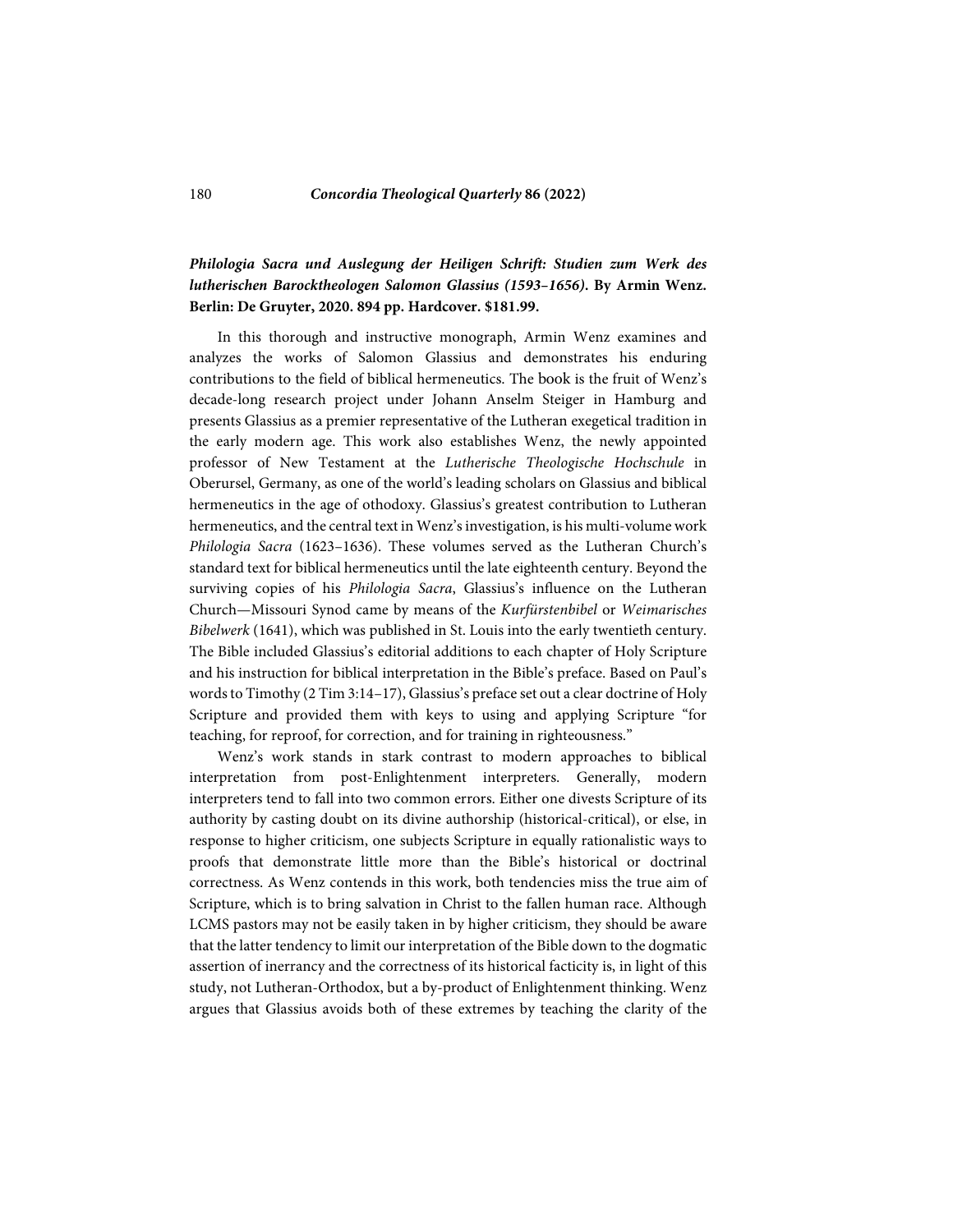***Philologia Sacra und Auslegung der Heiligen Schrift: Studien zum Werk des lutherischen Barocktheologen Salomon Glassius (1593–1656)*. By Armin Wenz. Berlin: De Gruyter, 2020. 894 pp. Hardcover. $181.99.**

In this thorough and instructive monograph, Armin Wenz examines and analyzes the works of Salomon Glassius and demonstrates his enduring contributions to the field of biblical hermeneutics. The book is the fruit of Wenz's decade-long research project under Johann Anselm Steiger in Hamburg and presents Glassius as a premier representative of the Lutheran exegetical tradition in the early modern age. This work also establishes Wenz, the newly appointed professor of New Testament at the *Lutherische Theologische Hochschule* in Oberursel, Germany, as one of the world's leading scholars on Glassius and biblical hermeneutics in the age of othodoxy. Glassius's greatest contribution to Lutheran hermeneutics, and the central text in Wenz's investigation, is his multi-volume work *Philologia Sacra* (1623–1636). These volumes served as the Lutheran Church's standard text for biblical hermeneutics until the late eighteenth century. Beyond the surviving copies of his *Philologia Sacra*, Glassius's influence on the Lutheran Church—Missouri Synod came by means of the *Kurfürstenbibel* or *Weimarisches Bibelwerk* (1641), which was published in St. Louis into the early twentieth century. The Bible included Glassius's editorial additions to each chapter of Holy Scripture and his instruction for biblical interpretation in the Bible's preface. Based on Paul's words to Timothy (2 Tim 3:14–17), Glassius's preface set out a clear doctrine of Holy Scripture and provided them with keys to using and applying Scripture "for teaching, for reproof, for correction, and for training in righteousness."

Wenz's work stands in stark contrast to modern approaches to biblical interpretation from post-Enlightenment interpreters. Generally, modern interpreters tend to fall into two common errors. Either one divests Scripture of its authority by casting doubt on its divine authorship (historical-critical), or else, in response to higher criticism, one subjects Scripture in equally rationalistic ways to proofs that demonstrate little more than the Bible's historical or doctrinal correctness. As Wenz contends in this work, both tendencies miss the true aim of Scripture, which is to bring salvation in Christ to the fallen human race. Although LCMS pastors may not be easily taken in by higher criticism, they should be aware that the latter tendency to limit our interpretation of the Bible down to the dogmatic assertion of inerrancy and the correctness of its historical facticity is, in light of this study, not Lutheran-Orthodox, but a by-product of Enlightenment thinking. Wenz argues that Glassius avoids both of these extremes by teaching the clarity of the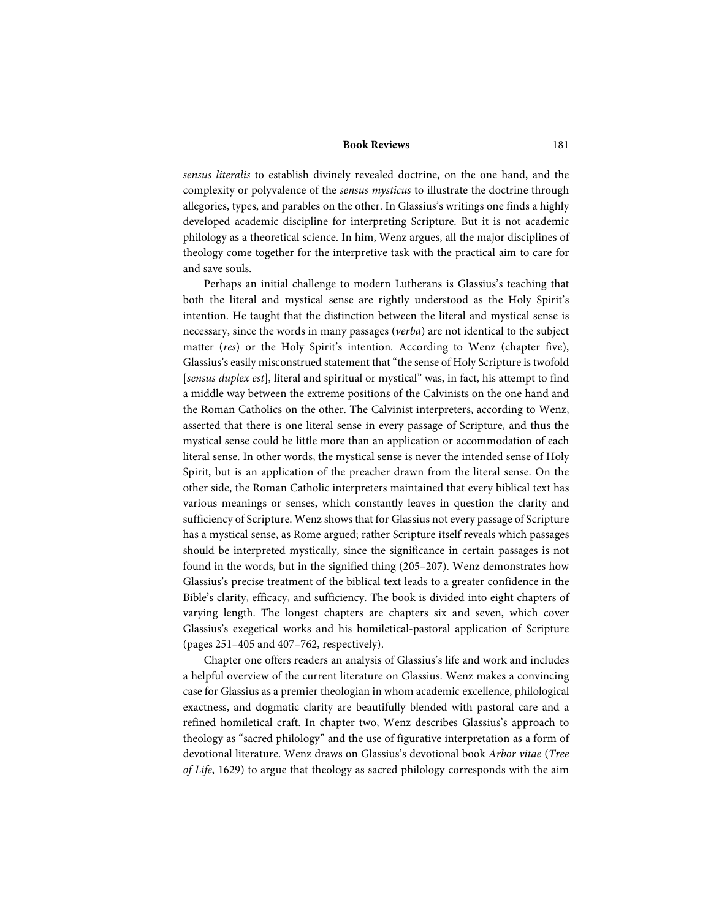*sensus literalis* to establish divinely revealed doctrine, on the one hand, and the complexity or polyvalence of the *sensus mysticus* to illustrate the doctrine through allegories, types, and parables on the other. In Glassius's writings one finds a highly developed academic discipline for interpreting Scripture. But it is not academic philology as a theoretical science. In him, Wenz argues, all the major disciplines of theology come together for the interpretive task with the practical aim to care for and save souls.

Perhaps an initial challenge to modern Lutherans is Glassius's teaching that both the literal and mystical sense are rightly understood as the Holy Spirit's intention. He taught that the distinction between the literal and mystical sense is necessary, since the words in many passages (*verba*) are not identical to the subject matter (*res*) or the Holy Spirit's intention. According to Wenz (chapter five), Glassius's easily misconstrued statement that "the sense of Holy Scripture is twofold [*sensus duplex est*], literal and spiritual or mystical" was, in fact, his attempt to find a middle way between the extreme positions of the Calvinists on the one hand and the Roman Catholics on the other. The Calvinist interpreters, according to Wenz, asserted that there is one literal sense in every passage of Scripture, and thus the mystical sense could be little more than an application or accommodation of each literal sense. In other words, the mystical sense is never the intended sense of Holy Spirit, but is an application of the preacher drawn from the literal sense. On the other side, the Roman Catholic interpreters maintained that every biblical text has various meanings or senses, which constantly leaves in question the clarity and sufficiency of Scripture. Wenz shows that for Glassius not every passage of Scripture has a mystical sense, as Rome argued; rather Scripture itself reveals which passages should be interpreted mystically, since the significance in certain passages is not found in the words, but in the signified thing (205–207). Wenz demonstrates how Glassius's precise treatment of the biblical text leads to a greater confidence in the Bible's clarity, efficacy, and sufficiency. The book is divided into eight chapters of varying length. The longest chapters are chapters six and seven, which cover Glassius's exegetical works and his homiletical-pastoral application of Scripture (pages 251–405 and 407–762, respectively).

Chapter one offers readers an analysis of Glassius's life and work and includes a helpful overview of the current literature on Glassius. Wenz makes a convincing case for Glassius as a premier theologian in whom academic excellence, philological exactness, and dogmatic clarity are beautifully blended with pastoral care and a refined homiletical craft. In chapter two, Wenz describes Glassius's approach to theology as "sacred philology" and the use of figurative interpretation as a form of devotional literature. Wenz draws on Glassius's devotional book *Arbor vitae* (*Tree of Life*, 1629) to argue that theology as sacred philology corresponds with the aim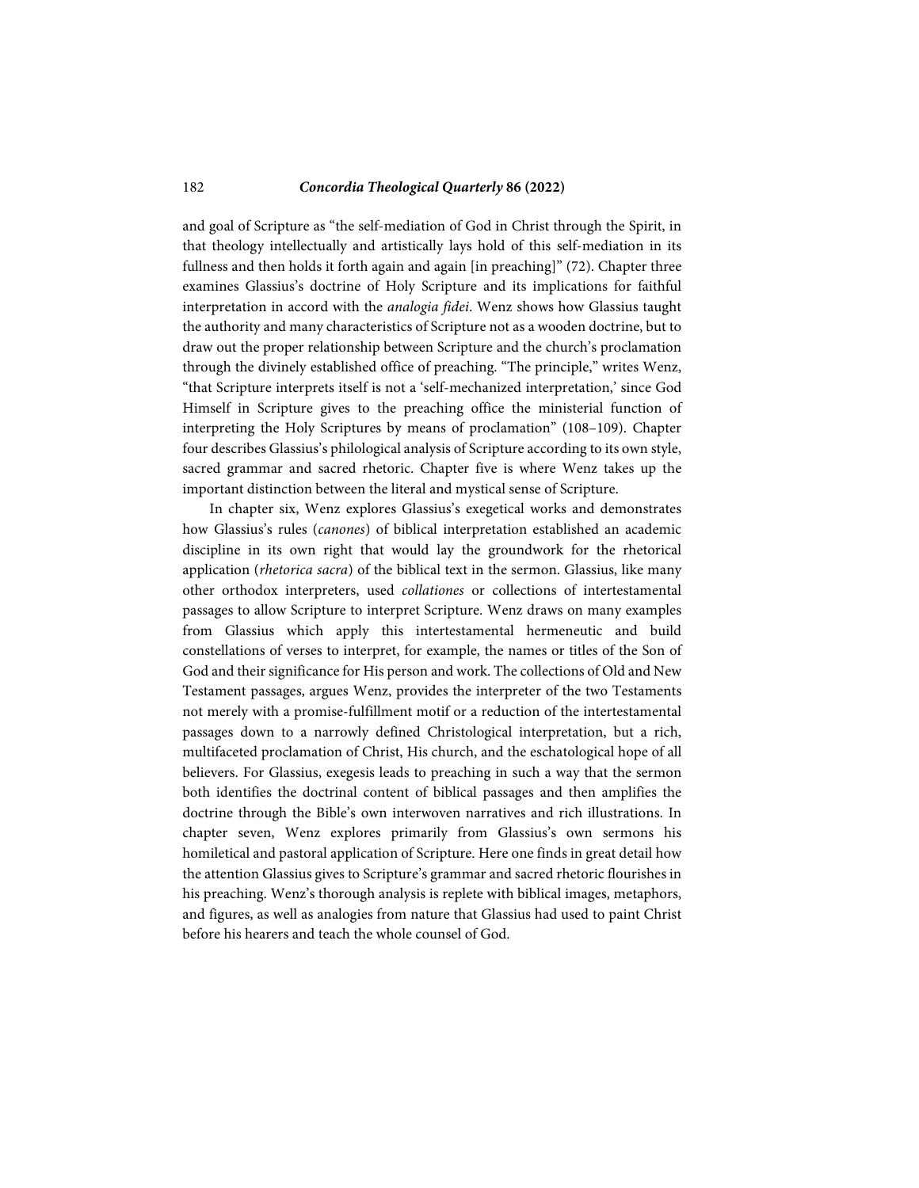and goal of Scripture as "the self-mediation of God in Christ through the Spirit, in that theology intellectually and artistically lays hold of this self-mediation in its fullness and then holds it forth again and again [in preaching]" (72). Chapter three examines Glassius's doctrine of Holy Scripture and its implications for faithful interpretation in accord with the *analogia fidei*. Wenz shows how Glassius taught the authority and many characteristics of Scripture not as a wooden doctrine, but to draw out the proper relationship between Scripture and the church's proclamation through the divinely established office of preaching. "The principle," writes Wenz, "that Scripture interprets itself is not a 'self-mechanized interpretation,' since God Himself in Scripture gives to the preaching office the ministerial function of interpreting the Holy Scriptures by means of proclamation" (108–109). Chapter four describes Glassius's philological analysis of Scripture according to its own style, sacred grammar and sacred rhetoric. Chapter five is where Wenz takes up the important distinction between the literal and mystical sense of Scripture.

In chapter six, Wenz explores Glassius's exegetical works and demonstrates how Glassius's rules (*canones*) of biblical interpretation established an academic discipline in its own right that would lay the groundwork for the rhetorical application (*rhetorica sacra*) of the biblical text in the sermon. Glassius, like many other orthodox interpreters, used *collationes* or collections of intertestamental passages to allow Scripture to interpret Scripture. Wenz draws on many examples from Glassius which apply this intertestamental hermeneutic and build constellations of verses to interpret, for example, the names or titles of the Son of God and their significance for His person and work. The collections of Old and New Testament passages, argues Wenz, provides the interpreter of the two Testaments not merely with a promise-fulfillment motif or a reduction of the intertestamental passages down to a narrowly defined Christological interpretation, but a rich, multifaceted proclamation of Christ, His church, and the eschatological hope of all believers. For Glassius, exegesis leads to preaching in such a way that the sermon both identifies the doctrinal content of biblical passages and then amplifies the doctrine through the Bible's own interwoven narratives and rich illustrations. In chapter seven, Wenz explores primarily from Glassius's own sermons his homiletical and pastoral application of Scripture. Here one finds in great detail how the attention Glassius gives to Scripture's grammar and sacred rhetoric flourishes in his preaching. Wenz's thorough analysis is replete with biblical images, metaphors, and figures, as well as analogies from nature that Glassius had used to paint Christ before his hearers and teach the whole counsel of God.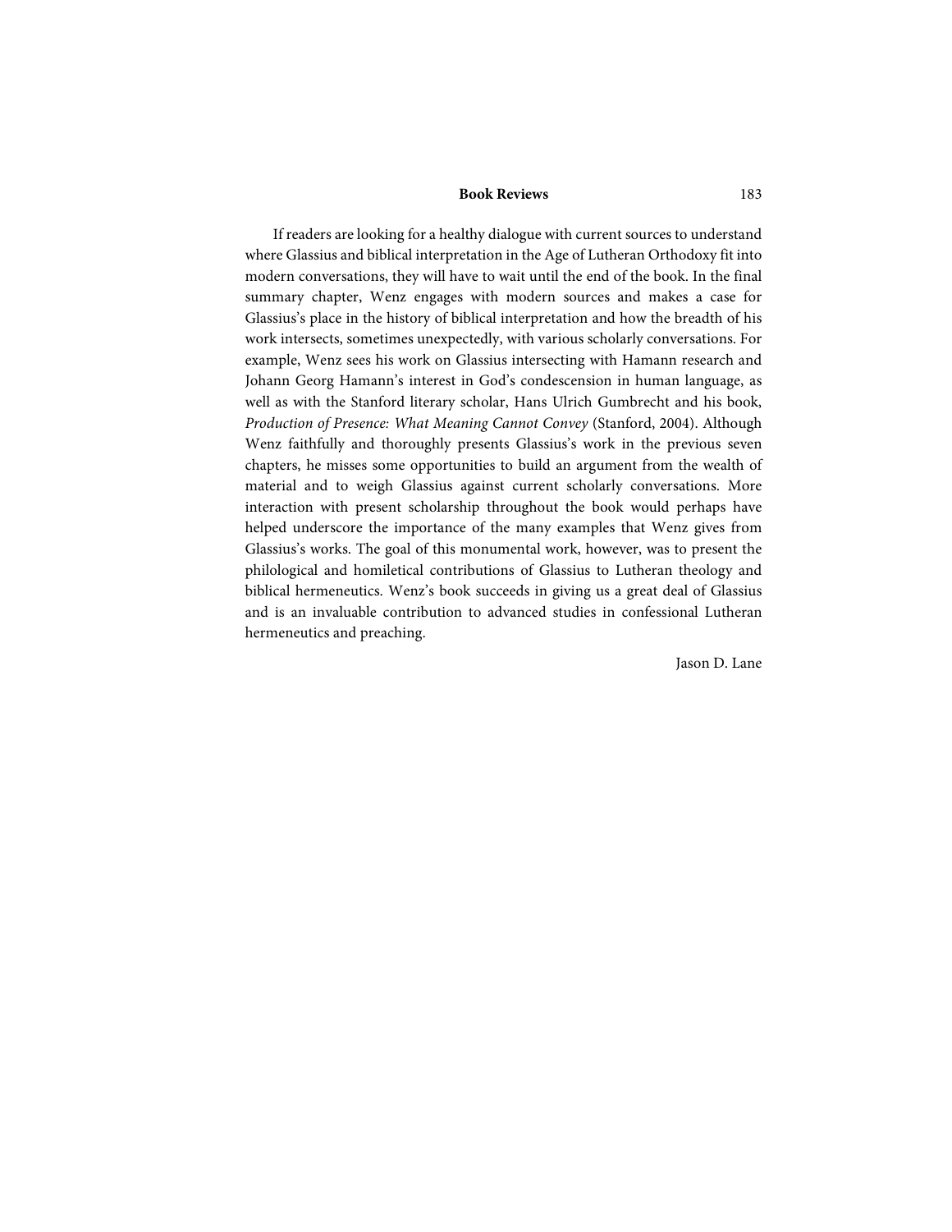If readers are looking for a healthy dialogue with current sources to understand where Glassius and biblical interpretation in the Age of Lutheran Orthodoxy fit into modern conversations, they will have to wait until the end of the book. In the final summary chapter, Wenz engages with modern sources and makes a case for Glassius's place in the history of biblical interpretation and how the breadth of his work intersects, sometimes unexpectedly, with various scholarly conversations. For example, Wenz sees his work on Glassius intersecting with Hamann research and Johann Georg Hamann's interest in God's condescension in human language, as well as with the Stanford literary scholar, Hans Ulrich Gumbrecht and his book, *Production of Presence: What Meaning Cannot Convey* (Stanford, 2004). Although Wenz faithfully and thoroughly presents Glassius's work in the previous seven chapters, he misses some opportunities to build an argument from the wealth of material and to weigh Glassius against current scholarly conversations. More interaction with present scholarship throughout the book would perhaps have helped underscore the importance of the many examples that Wenz gives from Glassius's works. The goal of this monumental work, however, was to present the philological and homiletical contributions of Glassius to Lutheran theology and biblical hermeneutics. Wenz's book succeeds in giving us a great deal of Glassius and is an invaluable contribution to advanced studies in confessional Lutheran hermeneutics and preaching.

Jason D. Lane